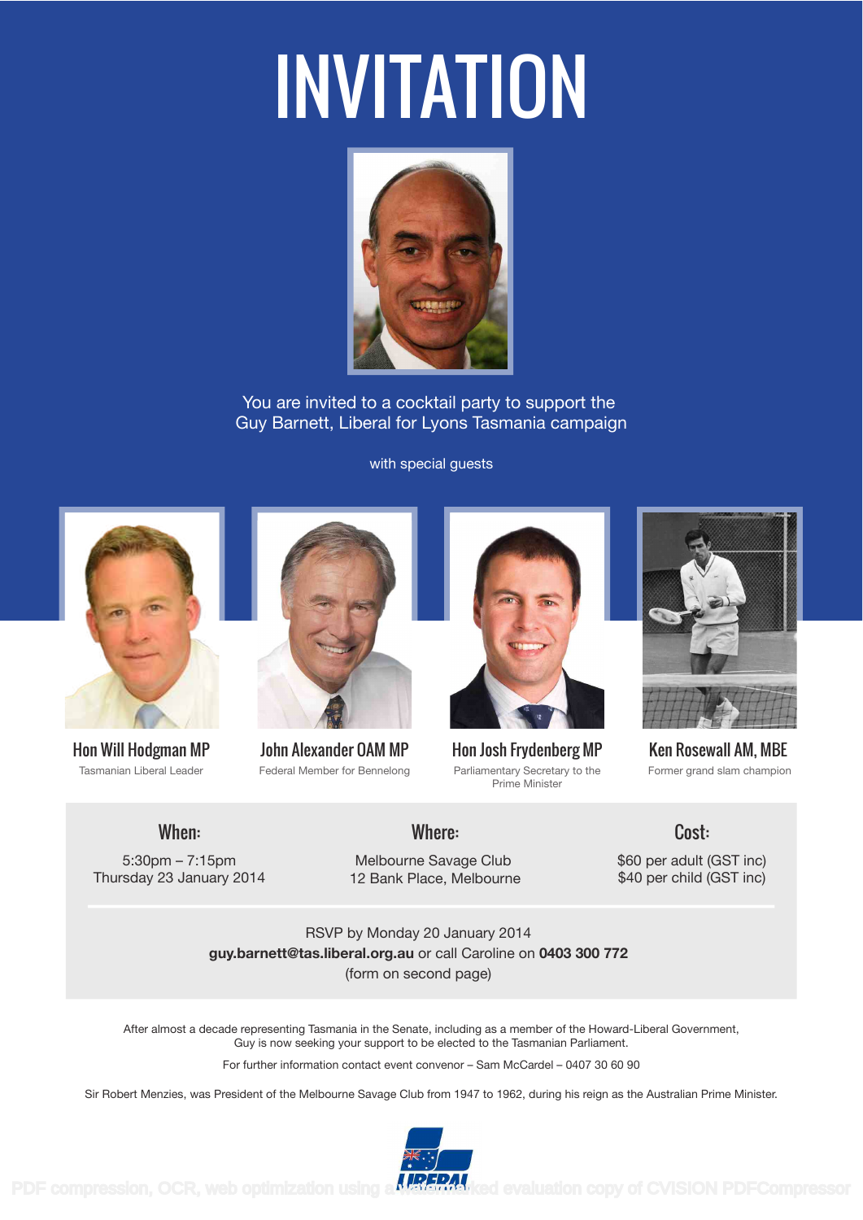# INVITATION

You are invited to a cocktail party to support the Guy Barnett, Liberal for Lyons Tasmania campaign

with special guests

**Hon Will Hodgman MP**
Tasmanian Liberal Leader

**John Alexander OAM MP**
Federal Member for Bennelong

**Hon Josh Frydenberg MP**
Parliamentary Secretary to the Prime Minister

**Ken Rosewall AM, MBE**
Former grand slam champion

## When:

5:30pm – 7:15pm
Thursday 23 January 2014

## Where:

Melbourne Savage Club
12 Bank Place, Melbourne

## Cost:

$60 per adult (GST inc)
$40 per child (GST inc)

RSVP by Monday 20 January 2014
**guy.barnett@tas.liberal.org.au** or call Caroline on **0403 300 772**
(form on second page)

After almost a decade representing Tasmania in the Senate, including as a member of the Howard-Liberal Government, Guy is now seeking your support to be elected to the Tasmanian Parliament.

For further information contact event convenor – Sam McCardel – 0407 30 60 90

Sir Robert Menzies, was President of the Melbourne Savage Club from 1947 to 1962, during his reign as the Australian Prime Minister.

LIBERAL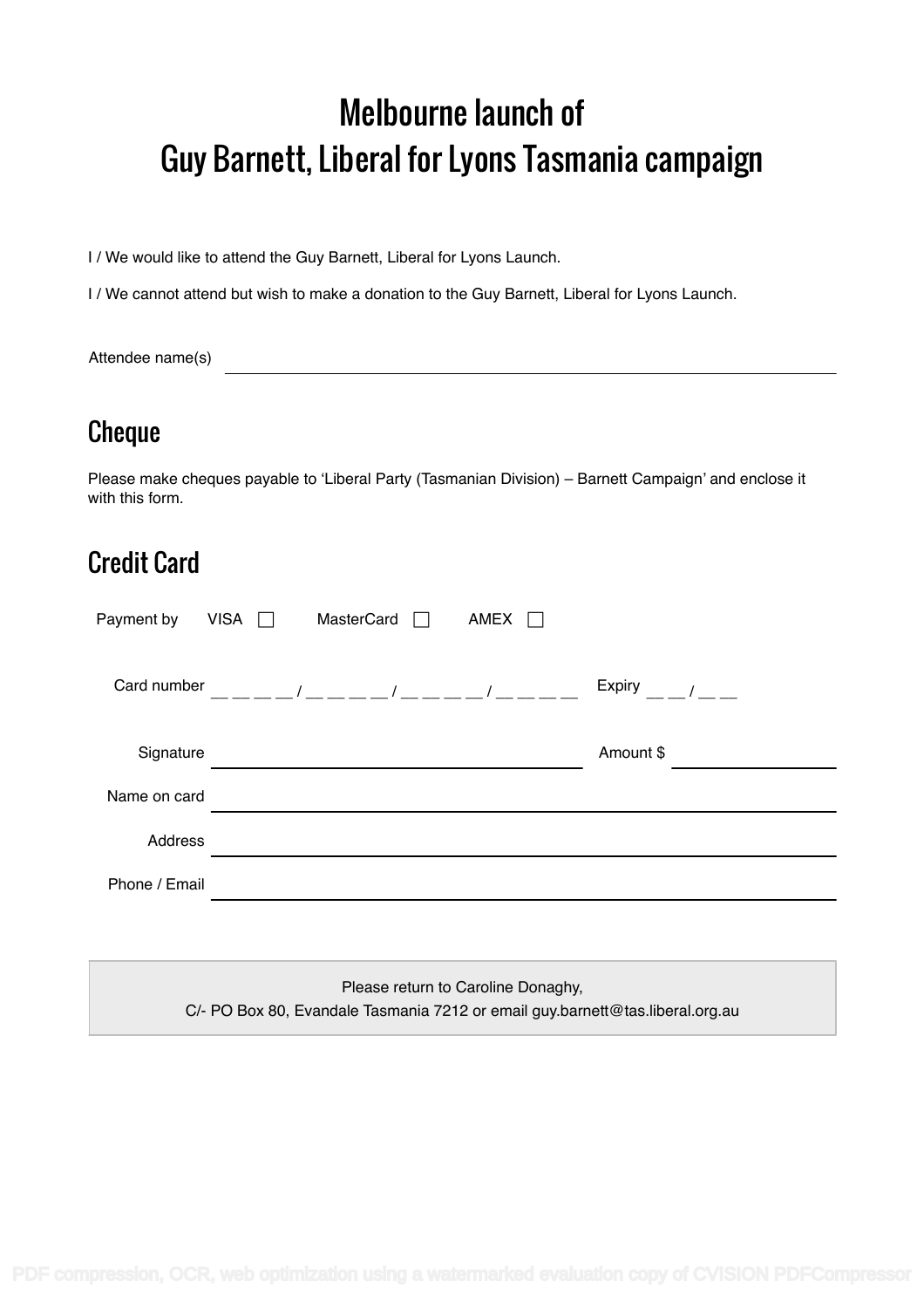# Melbourne launch of Guy Barnett, Liberal for Lyons Tasmania campaign

I / We would like to attend the Guy Barnett, Liberal for Lyons Launch.

I / We cannot attend but wish to make a donation to the Guy Barnett, Liberal for Lyons Launch.

Attendee name(s) ______________________________

## Cheque

Please make cheques payable to 'Liberal Party (Tasmanian Division) – Barnett Campaign' and enclose it with this form.

## Credit Card

Payment by VISA ☐ MasterCard ☐ AMEX ☐

Card number __ __ __ __ / __ __ __ __ / __ __ __ __ / __ __ __ __ Expiry __ __ / __ __

Signature ______________________________ Amount $ ____________

Name on card ______________________________

Address ______________________________

Phone / Email ______________________________

Please return to Caroline Donaghy,
C/- PO Box 80, Evandale Tasmania 7212 or email guy.barnett@tas.liberal.org.au